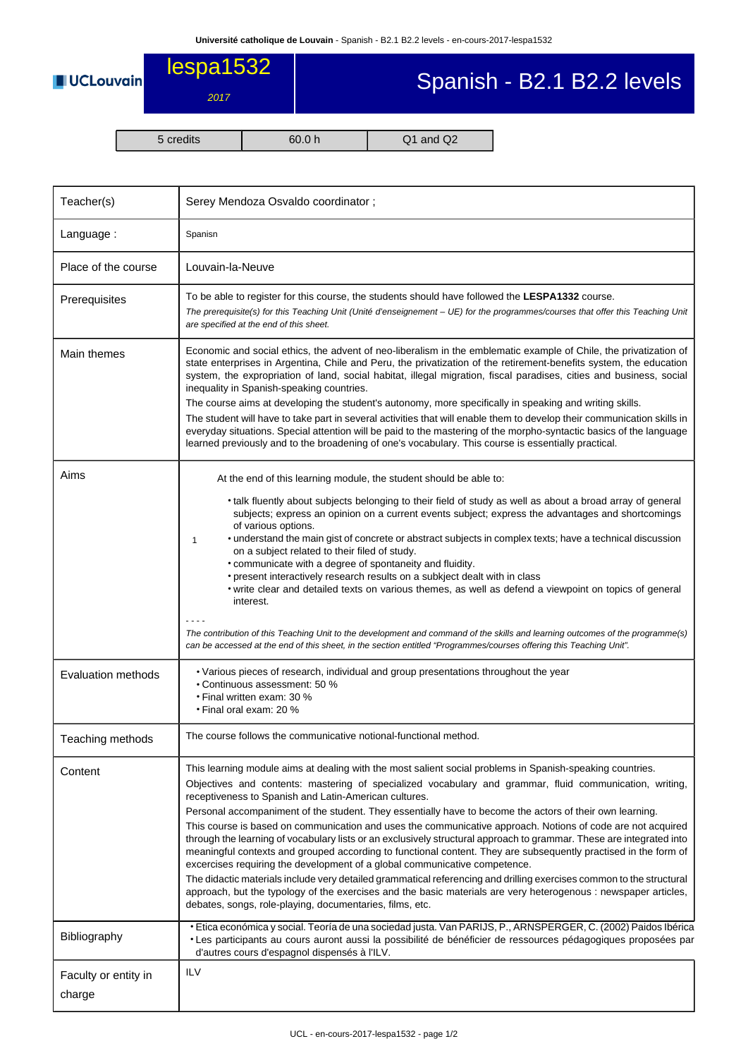# lespa1532 — 2017

# Spanish - B2.1 B2.2 levels

| 5 credits | 60.0 h | Q1 and Q2 |
|---|---|---|

| | |
|---|---|
| Teacher(s) | Serey Mendoza Osvaldo coordinator ; |
| Language : | Spanisn |
| Place of the course | Louvain-la-Neuve |
| Prerequisites | To be able to register for this course, the students should have followed the **LESPA1332** course. *The prerequisite(s) for this Teaching Unit (Unité d'enseignement – UE) for the programmes/courses that offer this Teaching Unit are specified at the end of this sheet.* |
| Main themes | Economic and social ethics, the advent of neo-liberalism in the emblematic example of Chile, the privatization of state enterprises in Argentina, Chile and Peru, the privatization of the retirement-benefits system, the education system, the expropriation of land, social habitat, illegal migration, fiscal paradises, cities and business, social inequality in Spanish-speaking countries. <br> The course aims at developing the student's autonomy, more specifically in speaking and writing skills. <br> The student will have to take part in several activities that will enable them to develop their communication skills in everyday situations. Special attention will be paid to the mastering of the morpho-syntactic basics of the language learned previously and to the broadening of one's vocabulary. This course is essentially practical. |
| Aims | At the end of this learning module, the student should be able to: <br> 1 <br> • talk fluently about subjects belonging to their field of study as well as about a broad array of general subjects; express an opinion on a current events subject; express the advantages and shortcomings of various options. <br> • understand the main gist of concrete or abstract subjects in complex texts; have a technical discussion on a subject related to their filed of study. <br> • communicate with a degree of spontaneity and fluidity. <br> • present interactively research results on a subkject dealt with in class <br> • write clear and detailed texts on various themes, as well as defend a viewpoint on topics of general interest. <br> - - - - <br> *The contribution of this Teaching Unit to the development and command of the skills and learning outcomes of the programme(s) can be accessed at the end of this sheet, in the section entitled "Programmes/courses offering this Teaching Unit".* |
| Evaluation methods | • Various pieces of research, individual and group presentations throughout the year <br> • Continuous assessment: 50 % <br> • Final written exam: 30 % <br> • Final oral exam: 20 % |
| Teaching methods | The course follows the communicative notional-functional method. |
| Content | This learning module aims at dealing with the most salient social problems in Spanish-speaking countries. <br> Objectives and contents: mastering of specialized vocabulary and grammar, fluid communication, writing, receptiveness to Spanish and Latin-American cultures. <br> Personal accompaniment of the student. They essentially have to become the actors of their own learning. <br> This course is based on communication and uses the communicative approach. Notions of code are not acquired through the learning of vocabulary lists or an exclusively structural approach to grammar. These are integrated into meaningful contexts and grouped according to functional content. They are subsequently practised in the form of excercises requiring the development of a global communicative competence. <br> The didactic materials include very detailed grammatical referencing and drilling exercises common to the structural approach, but the typology of the exercises and the basic materials are very heterogenous : newspaper articles, debates, songs, role-playing, documentaries, films, etc. |
| Bibliography | • Etica económica y social. Teoría de una sociedad justa. Van PARIJS, P., ARNSPERGER, C. (2002) Paidos Ibérica <br> • Les participants au cours auront aussi la possibilité de bénéficier de ressources pédagogiques proposées par d'autres cours d'espagnol dispensés à l'ILV. |
| Faculty or entity in charge | ILV |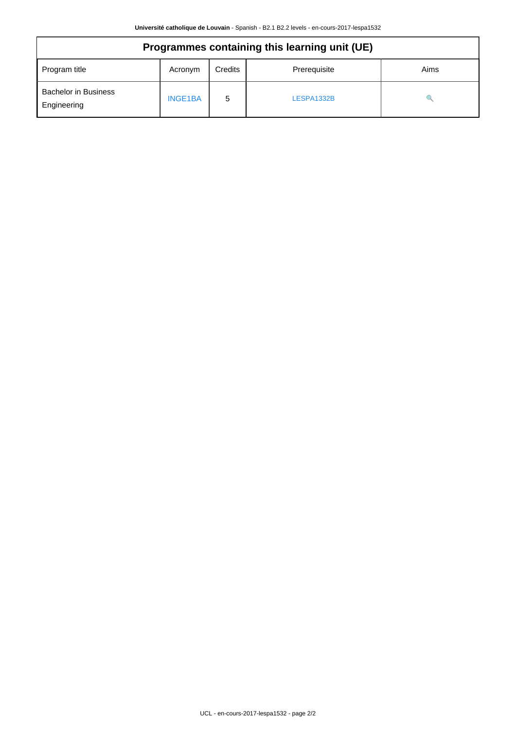## Programmes containing this learning unit (UE)

| Program title | Acronym | Credits | Prerequisite | Aims |
| --- | --- | --- | --- | --- |
| Bachelor in Business Engineering | INGE1BA | 5 | LESPA1332B | |